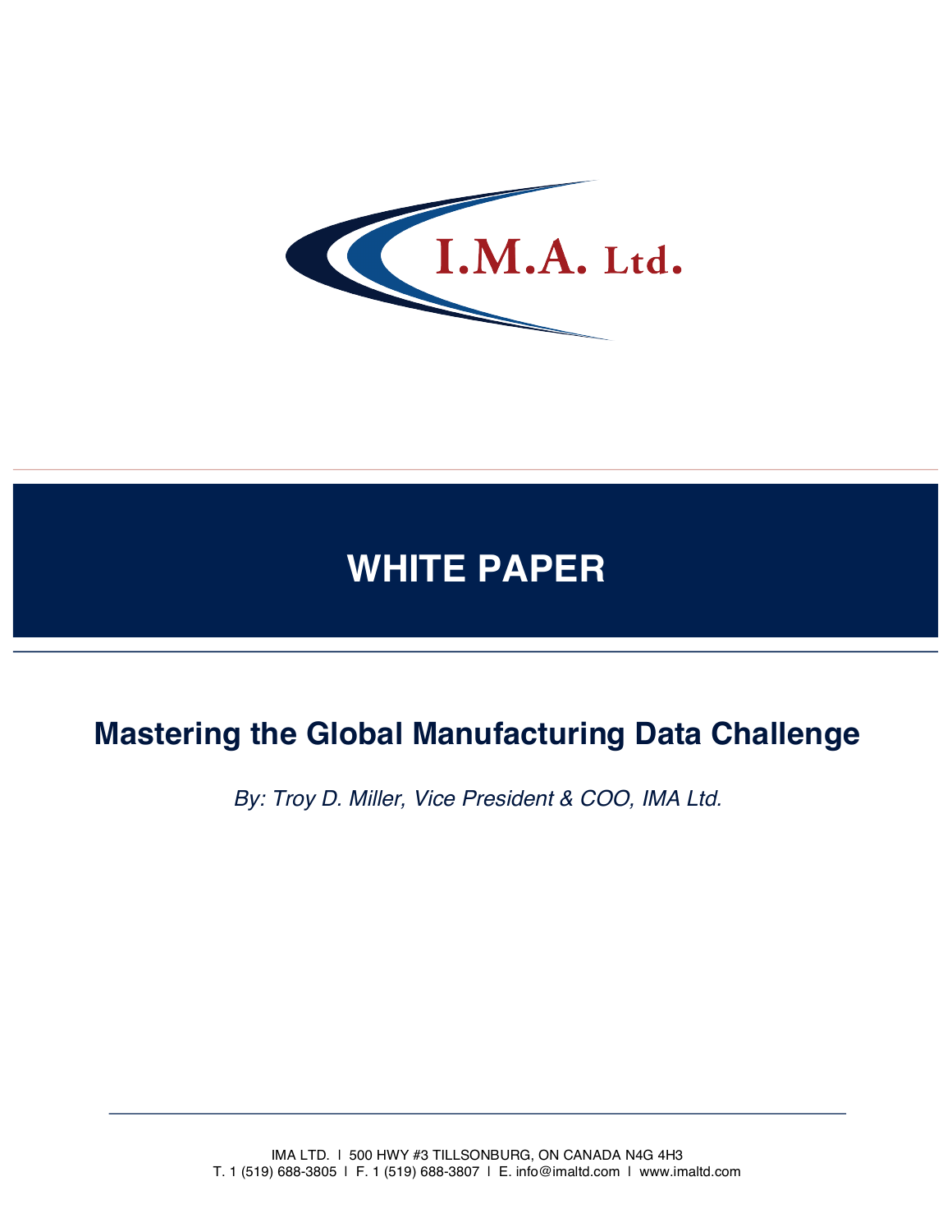# I.M.A. Ltd.

## WHITE PAPER

# Mastering the Global Manufacturing Data Challenge

*By: Troy D. Miller, Vice President & COO, IMA Ltd.*

IMA LTD. I 500 HWY #3 TILLSONBURG, ON CANADA N4G 4H3
T. 1 (519) 688-3805 I F. 1 (519) 688-3807 I E. info@imaltd.com I www.imaltd.com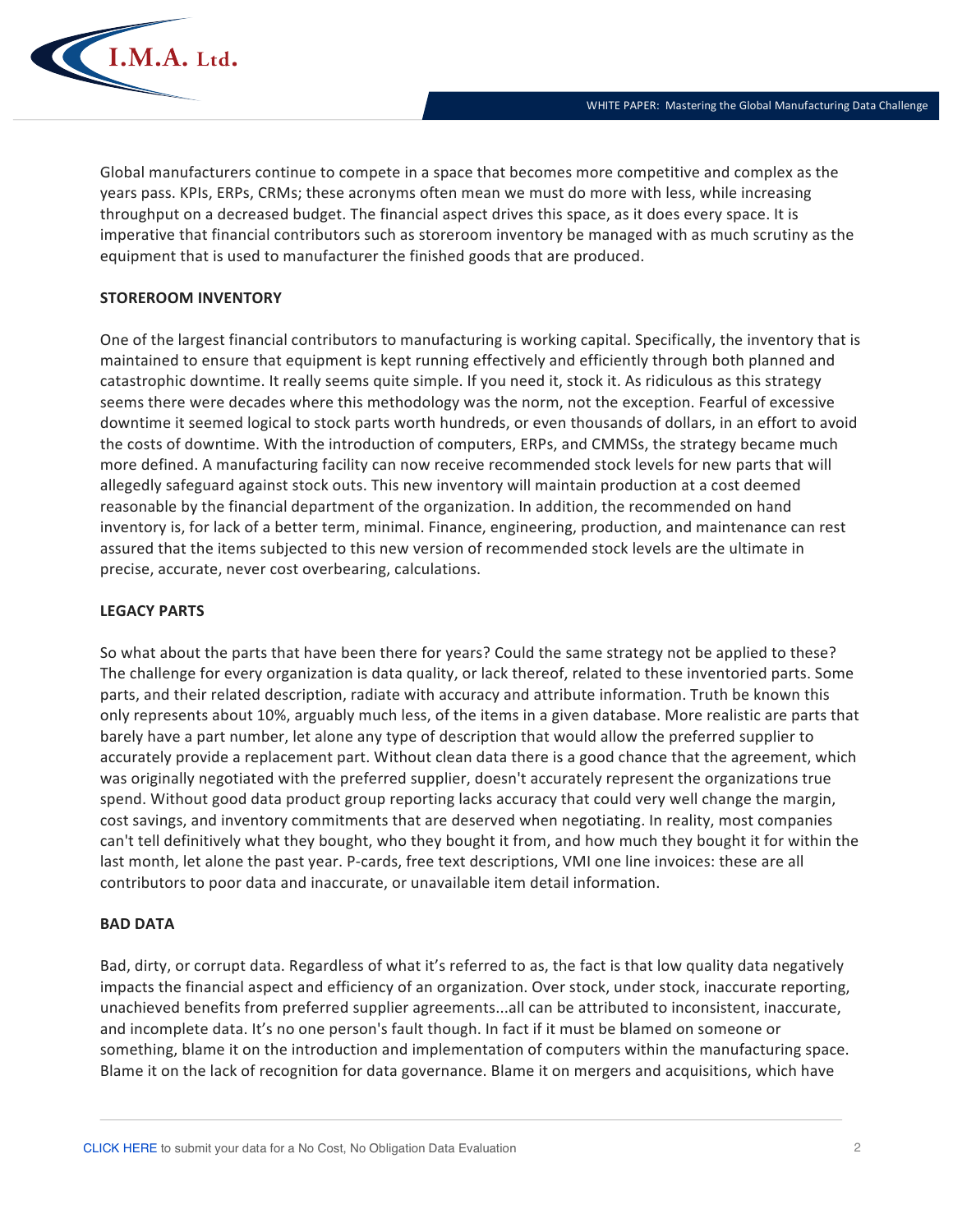Global manufacturers continue to compete in a space that becomes more competitive and complex as the years pass. KPIs, ERPs, CRMs; these acronyms often mean we must do more with less, while increasing throughput on a decreased budget. The financial aspect drives this space, as it does every space. It is imperative that financial contributors such as storeroom inventory be managed with as much scrutiny as the equipment that is used to manufacturer the finished goods that are produced.

**STOREROOM INVENTORY**

One of the largest financial contributors to manufacturing is working capital. Specifically, the inventory that is maintained to ensure that equipment is kept running effectively and efficiently through both planned and catastrophic downtime. It really seems quite simple. If you need it, stock it. As ridiculous as this strategy seems there were decades where this methodology was the norm, not the exception. Fearful of excessive downtime it seemed logical to stock parts worth hundreds, or even thousands of dollars, in an effort to avoid the costs of downtime. With the introduction of computers, ERPs, and CMMSs, the strategy became much more defined. A manufacturing facility can now receive recommended stock levels for new parts that will allegedly safeguard against stock outs. This new inventory will maintain production at a cost deemed reasonable by the financial department of the organization. In addition, the recommended on hand inventory is, for lack of a better term, minimal. Finance, engineering, production, and maintenance can rest assured that the items subjected to this new version of recommended stock levels are the ultimate in precise, accurate, never cost overbearing, calculations.

**LEGACY PARTS**

So what about the parts that have been there for years? Could the same strategy not be applied to these? The challenge for every organization is data quality, or lack thereof, related to these inventoried parts. Some parts, and their related description, radiate with accuracy and attribute information. Truth be known this only represents about 10%, arguably much less, of the items in a given database. More realistic are parts that barely have a part number, let alone any type of description that would allow the preferred supplier to accurately provide a replacement part. Without clean data there is a good chance that the agreement, which was originally negotiated with the preferred supplier, doesn't accurately represent the organizations true spend. Without good data product group reporting lacks accuracy that could very well change the margin, cost savings, and inventory commitments that are deserved when negotiating. In reality, most companies can't tell definitively what they bought, who they bought it from, and how much they bought it for within the last month, let alone the past year. P-cards, free text descriptions, VMI one line invoices: these are all contributors to poor data and inaccurate, or unavailable item detail information.

**BAD DATA**

Bad, dirty, or corrupt data. Regardless of what it's referred to as, the fact is that low quality data negatively impacts the financial aspect and efficiency of an organization. Over stock, under stock, inaccurate reporting, unachieved benefits from preferred supplier agreements...all can be attributed to inconsistent, inaccurate, and incomplete data. It's no one person's fault though. In fact if it must be blamed on someone or something, blame it on the introduction and implementation of computers within the manufacturing space. Blame it on the lack of recognition for data governance. Blame it on mergers and acquisitions, which have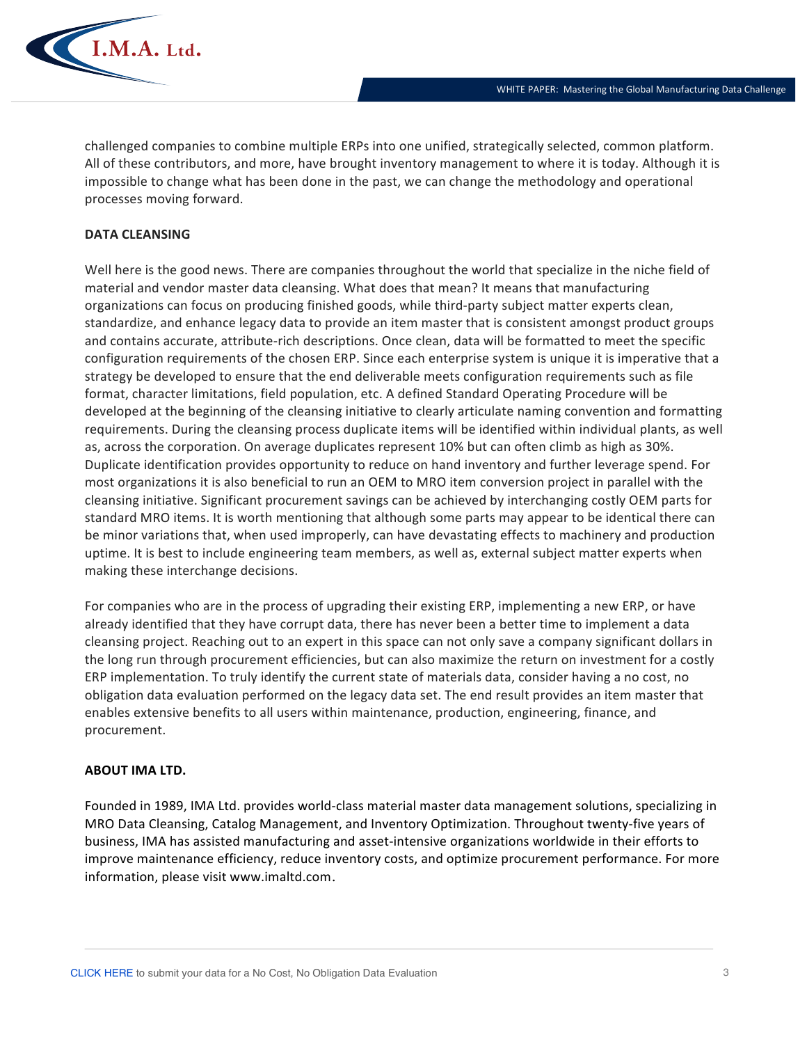challenged companies to combine multiple ERPs into one unified, strategically selected, common platform. All of these contributors, and more, have brought inventory management to where it is today. Although it is impossible to change what has been done in the past, we can change the methodology and operational processes moving forward.

## DATA CLEANSING

Well here is the good news. There are companies throughout the world that specialize in the niche field of material and vendor master data cleansing. What does that mean? It means that manufacturing organizations can focus on producing finished goods, while third-party subject matter experts clean, standardize, and enhance legacy data to provide an item master that is consistent amongst product groups and contains accurate, attribute-rich descriptions. Once clean, data will be formatted to meet the specific configuration requirements of the chosen ERP. Since each enterprise system is unique it is imperative that a strategy be developed to ensure that the end deliverable meets configuration requirements such as file format, character limitations, field population, etc. A defined Standard Operating Procedure will be developed at the beginning of the cleansing initiative to clearly articulate naming convention and formatting requirements. During the cleansing process duplicate items will be identified within individual plants, as well as, across the corporation. On average duplicates represent 10% but can often climb as high as 30%. Duplicate identification provides opportunity to reduce on hand inventory and further leverage spend. For most organizations it is also beneficial to run an OEM to MRO item conversion project in parallel with the cleansing initiative. Significant procurement savings can be achieved by interchanging costly OEM parts for standard MRO items. It is worth mentioning that although some parts may appear to be identical there can be minor variations that, when used improperly, can have devastating effects to machinery and production uptime. It is best to include engineering team members, as well as, external subject matter experts when making these interchange decisions.

For companies who are in the process of upgrading their existing ERP, implementing a new ERP, or have already identified that they have corrupt data, there has never been a better time to implement a data cleansing project. Reaching out to an expert in this space can not only save a company significant dollars in the long run through procurement efficiencies, but can also maximize the return on investment for a costly ERP implementation. To truly identify the current state of materials data, consider having a no cost, no obligation data evaluation performed on the legacy data set. The end result provides an item master that enables extensive benefits to all users within maintenance, production, engineering, finance, and procurement.

## ABOUT IMA LTD.

Founded in 1989, IMA Ltd. provides world-class material master data management solutions, specializing in MRO Data Cleansing, Catalog Management, and Inventory Optimization. Throughout twenty-five years of business, IMA has assisted manufacturing and asset-intensive organizations worldwide in their efforts to improve maintenance efficiency, reduce inventory costs, and optimize procurement performance. For more information, please visit www.imaltd.com.

CLICK HERE to submit your data for a No Cost, No Obligation Data Evaluation